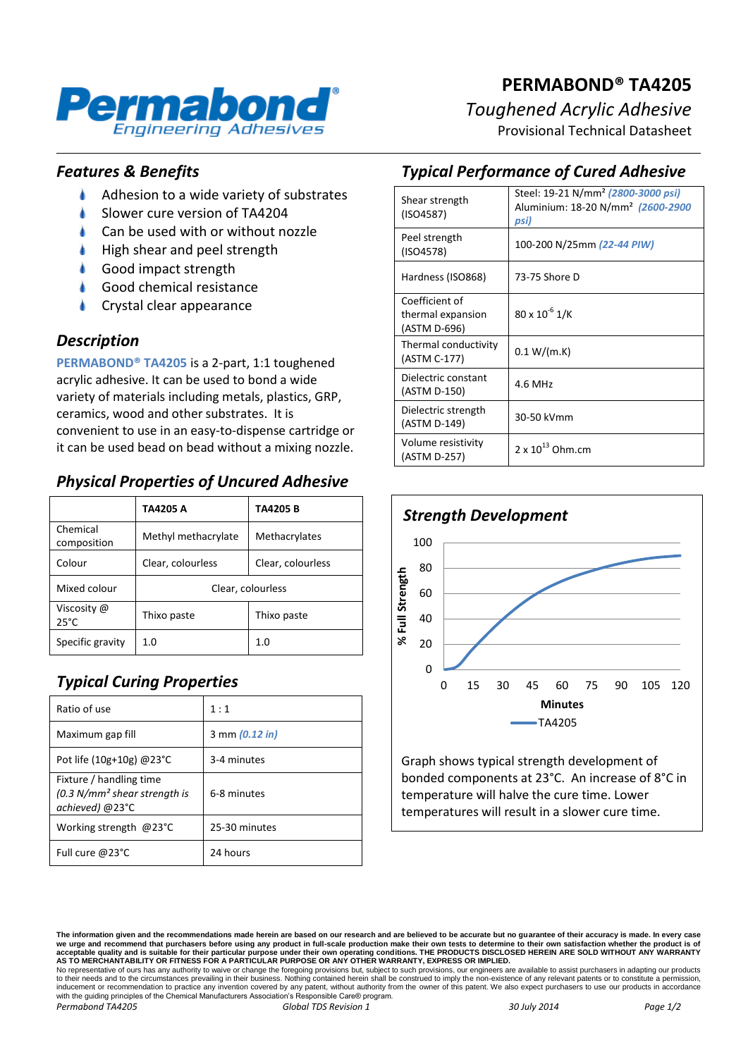# PERMABOND® TA4205

*Toughened Acrylic Adhesive*

Provisional Technical Datasheet

## *Features & Benefits*

- Adhesion to a wide variety of substrates
- Slower cure version of TA4204
- Can be used with or without nozzle
- High shear and peel strength
- Good impact strength
- Good chemical resistance
- Crystal clear appearance

## *Description*

**PERMABOND® TA4205** is a 2-part, 1:1 toughened acrylic adhesive. It can be used to bond a wide variety of materials including metals, plastics, GRP, ceramics, wood and other substrates. It is convenient to use in an easy-to-dispense cartridge or it can be used bead on bead without a mixing nozzle.

## *Physical Properties of Uncured Adhesive*

| | **TA4205 A** | **TA4205 B** |
|---|---|---|
| Chemical composition | Methyl methacrylate | Methacrylates |
| Colour | Clear, colourless | Clear, colourless |
| Mixed colour | Clear, colourless | |
| Viscosity @ 25°C | Thixo paste | Thixo paste |
| Specific gravity | 1.0 | 1.0 |

## *Typical Curing Properties*

| | |
|---|---|
| Ratio of use | 1 : 1 |
| Maximum gap fill | 3 mm *(0.12 in)* |
| Pot life (10g+10g) @23°C | 3-4 minutes |
| Fixture / handling time *(0.3 N/mm² shear strength is achieved)* @23°C | 6-8 minutes |
| Working strength @23°C | 25-30 minutes |
| Full cure @23°C | 24 hours |

## *Typical Performance of Cured Adhesive*

| | |
|---|---|
| Shear strength (ISO4587) | Steel: 19-21 N/mm² *(2800-3000 psi)* Aluminium: 18-20 N/mm² *(2600-2900 psi)* |
| Peel strength (ISO4578) | 100-200 N/25mm *(22-44 PIW)* |
| Hardness (ISO868) | 73-75 Shore D |
| Coefficient of thermal expansion (ASTM D-696) | $80 \times 10^{-6}$ 1/K |
| Thermal conductivity (ASTM C-177) | 0.1 W/(m.K) |
| Dielectric constant (ASTM D-150) | 4.6 MHz |
| Dielectric strength (ASTM D-149) | 30-50 kVmm |
| Volume resistivity (ASTM D-257) | $2 \times 10^{13}$ Ohm.cm |

## *Strength Development*

Graph shows typical strength development of bonded components at 23°C. An increase of 8°C in temperature will halve the cure time. Lower temperatures will result in a slower cure time.

The information given and the recommendations made herein are based on our research and are believed to be accurate but no guarantee of their accuracy is made. In every case we urge and recommend that purchasers before using any product in full-scale production make their own tests to determine to their own satisfaction whether the product is of acceptable quality and is suitable for their particular purpose under their own operating conditions. THE PRODUCTS DISCLOSED HEREIN ARE SOLD WITHOUT ANY WARRANTY AS TO MERCHANTABILITY OR FITNESS FOR A PARTICULAR PURPOSE OR ANY OTHER WARRANTY, EXPRESS OR IMPLIED.

No representative of ours has any authority to waive or change the foregoing provisions but, subject to such provisions, our engineers are available to assist purchasers in adapting our products to their needs and to the circumstances prevailing in their business. Nothing contained herein shall be construed to imply the non-existence of any relevant patents or to constitute a permission, inducement or recommendation to practice any invention covered by any patent, without authority from the owner of this patent. We also expect purchasers to use our products in accordance with the guiding principles of the Chemical Manufacturers Association's Responsible Care® program.

*Permabond TA4205* — *Global TDS Revision 1* — *30 July 2014*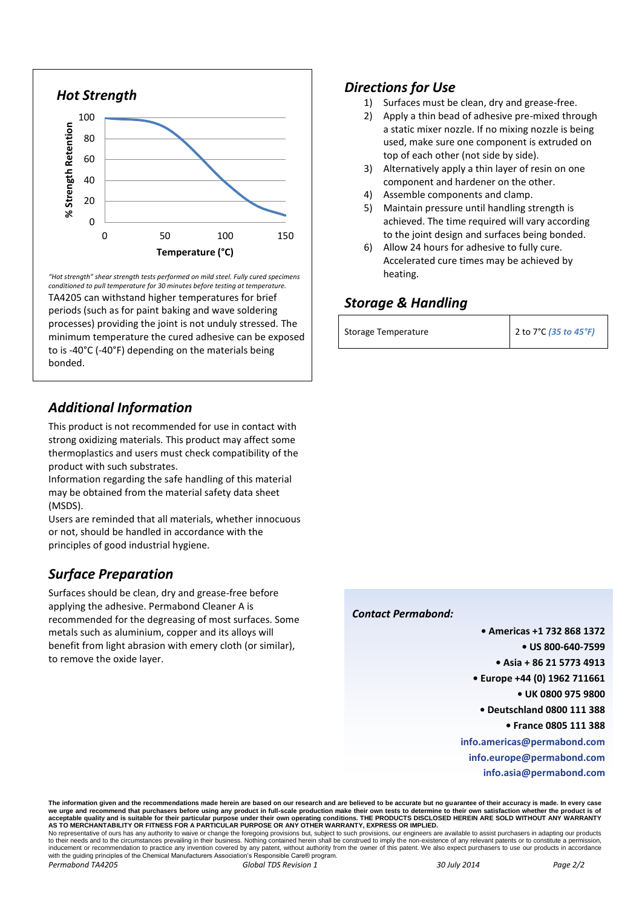## Hot Strength

100
80
60
40
20
0

% Strength Retention

0
50
100
150

Temperature (°C)

*"Hot strength" shear strength tests performed on mild steel. Fully cured specimens conditioned to pull temperature for 30 minutes before testing at temperature.*

TA4205 can withstand higher temperatures for brief periods (such as for paint baking and wave soldering processes) providing the joint is not unduly stressed. The minimum temperature the cured adhesive can be exposed to is -40°C (-40°F) depending on the materials being bonded.

## Additional Information

This product is not recommended for use in contact with strong oxidizing materials. This product may affect some thermoplastics and users must check compatibility of the product with such substrates.

Information regarding the safe handling of this material may be obtained from the material safety data sheet (MSDS).

Users are reminded that all materials, whether innocuous or not, should be handled in accordance with the principles of good industrial hygiene.

## Surface Preparation

Surfaces should be clean, dry and grease-free before applying the adhesive. Permabond Cleaner A is recommended for the degreasing of most surfaces. Some metals such as aluminium, copper and its alloys will benefit from light abrasion with emery cloth (or similar), to remove the oxide layer.

## Directions for Use

1) Surfaces must be clean, dry and grease-free.
2) Apply a thin bead of adhesive pre-mixed through a static mixer nozzle. If no mixing nozzle is being used, make sure one component is extruded on top of each other (not side by side).
3) Alternatively apply a thin layer of resin on one component and hardener on the other.
4) Assemble components and clamp.
5) Maintain pressure until handling strength is achieved. The time required will vary according to the joint design and surfaces being bonded.
6) Allow 24 hours for adhesive to fully cure. Accelerated cure times may be achieved by heating.

## Storage & Handling

| | |
|---|---|
| Storage Temperature | 2 to 7°C *(35 to 45°F)* |

***Contact Permabond:***

**• Americas +1 732 868 1372**
**• US 800-640-7599**
**• Asia + 86 21 5773 4913**
**• Europe +44 (0) 1962 711661**
**• UK 0800 975 9800**
**• Deutschland 0800 111 388**
**• France 0805 111 388**

**info.americas@permabond.com**
**info.europe@permabond.com**
**info.asia@permabond.com**

**The information given and the recommendations made herein are based on our research and are believed to be accurate but no guarantee of their accuracy is made. In every case we urge and recommend that purchasers before using any product in full-scale production make their own tests to determine to their own satisfaction whether the product is of acceptable quality and is suitable for their particular purpose under their own operating conditions. THE PRODUCTS DISCLOSED HEREIN ARE SOLD WITHOUT ANY WARRANTY AS TO MERCHANTABILITY OR FITNESS FOR A PARTICULAR PURPOSE OR ANY OTHER WARRANTY, EXPRESS OR IMPLIED.**

No representative of ours has any authority to waive or change the foregoing provisions but, subject to such provisions, our engineers are available to assist purchasers in adapting our products to their needs and to the circumstances prevailing in their business. Nothing contained herein shall be construed to imply the non-existence of any relevant patents or to constitute a permission, inducement or recommendation to practice any invention covered by any patent, without authority from the owner of this patent. We also expect purchasers to use our products in accordance with the guiding principles of the Chemical Manufacturers Association's Responsible Care® program.

*Permabond TA4205* *Global TDS Revision 1* *30 July 2014*